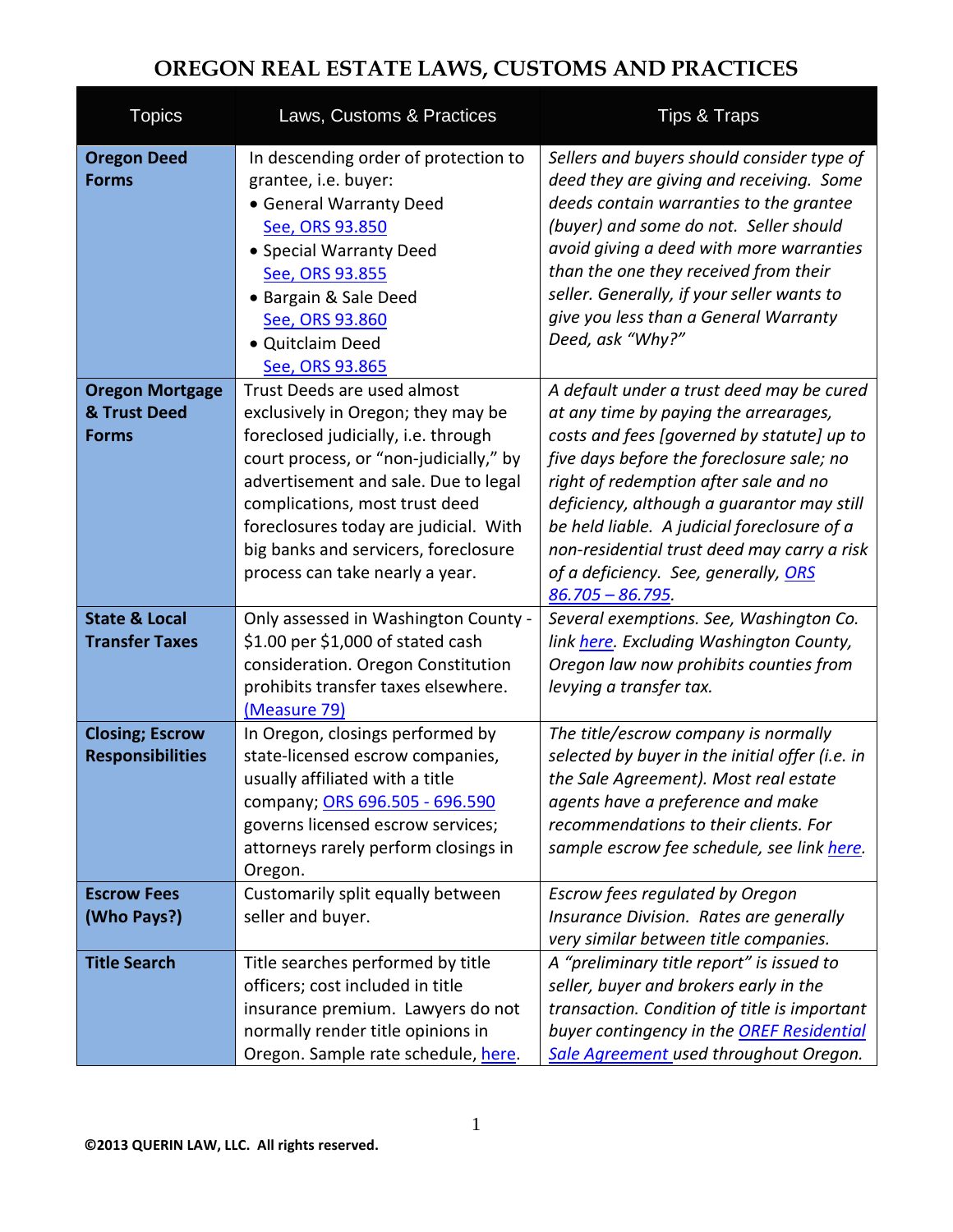# OREGON REAL ESTATE LAWS, CUSTOMS AND PRACTICES

| Topics | Laws, Customs & Practices | Tips & Traps |
| --- | --- | --- |
| **Oregon Deed Forms** | In descending order of protection to grantee, i.e. buyer:<br>• General Warranty Deed See, ORS 93.850<br>• Special Warranty Deed See, ORS 93.855<br>• Bargain & Sale Deed See, ORS 93.860<br>• Quitclaim Deed See, ORS 93.865 | *Sellers and buyers should consider type of deed they are giving and receiving. Some deeds contain warranties to the grantee (buyer) and some do not. Seller should avoid giving a deed with more warranties than the one they received from their seller. Generally, if your seller wants to give you less than a General Warranty Deed, ask "Why?"* |
| **Oregon Mortgage & Trust Deed Forms** | Trust Deeds are used almost exclusively in Oregon; they may be foreclosed judicially, i.e. through court process, or "non-judicially," by advertisement and sale. Due to legal complications, most trust deed foreclosures today are judicial. With big banks and servicers, foreclosure process can take nearly a year. | *A default under a trust deed may be cured at any time by paying the arrearages, costs and fees [governed by statute] up to five days before the foreclosure sale; no right of redemption after sale and no deficiency, although a guarantor may still be held liable. A judicial foreclosure of a non-residential trust deed may carry a risk of a deficiency. See, generally, ORS 86.705 – 86.795.* |
| **State & Local Transfer Taxes** | Only assessed in Washington County - $1.00 per $1,000 of stated cash consideration. Oregon Constitution prohibits transfer taxes elsewhere. (Measure 79) | *Several exemptions. See, Washington Co. link here. Excluding Washington County, Oregon law now prohibits counties from levying a transfer tax.* |
| **Closing; Escrow Responsibilities** | In Oregon, closings performed by state-licensed escrow companies, usually affiliated with a title company; ORS 696.505 - 696.590 governs licensed escrow services; attorneys rarely perform closings in Oregon. | *The title/escrow company is normally selected by buyer in the initial offer (i.e. in the Sale Agreement). Most real estate agents have a preference and make recommendations to their clients. For sample escrow fee schedule, see link here.* |
| **Escrow Fees (Who Pays?)** | Customarily split equally between seller and buyer. | *Escrow fees regulated by Oregon Insurance Division. Rates are generally very similar between title companies.* |
| **Title Search** | Title searches performed by title officers; cost included in title insurance premium. Lawyers do not normally render title opinions in Oregon. Sample rate schedule, here. | *A "preliminary title report" is issued to seller, buyer and brokers early in the transaction. Condition of title is important buyer contingency in the OREF Residential Sale Agreement used throughout Oregon.* |

**©2013 QUERIN LAW, LLC. All rights reserved.**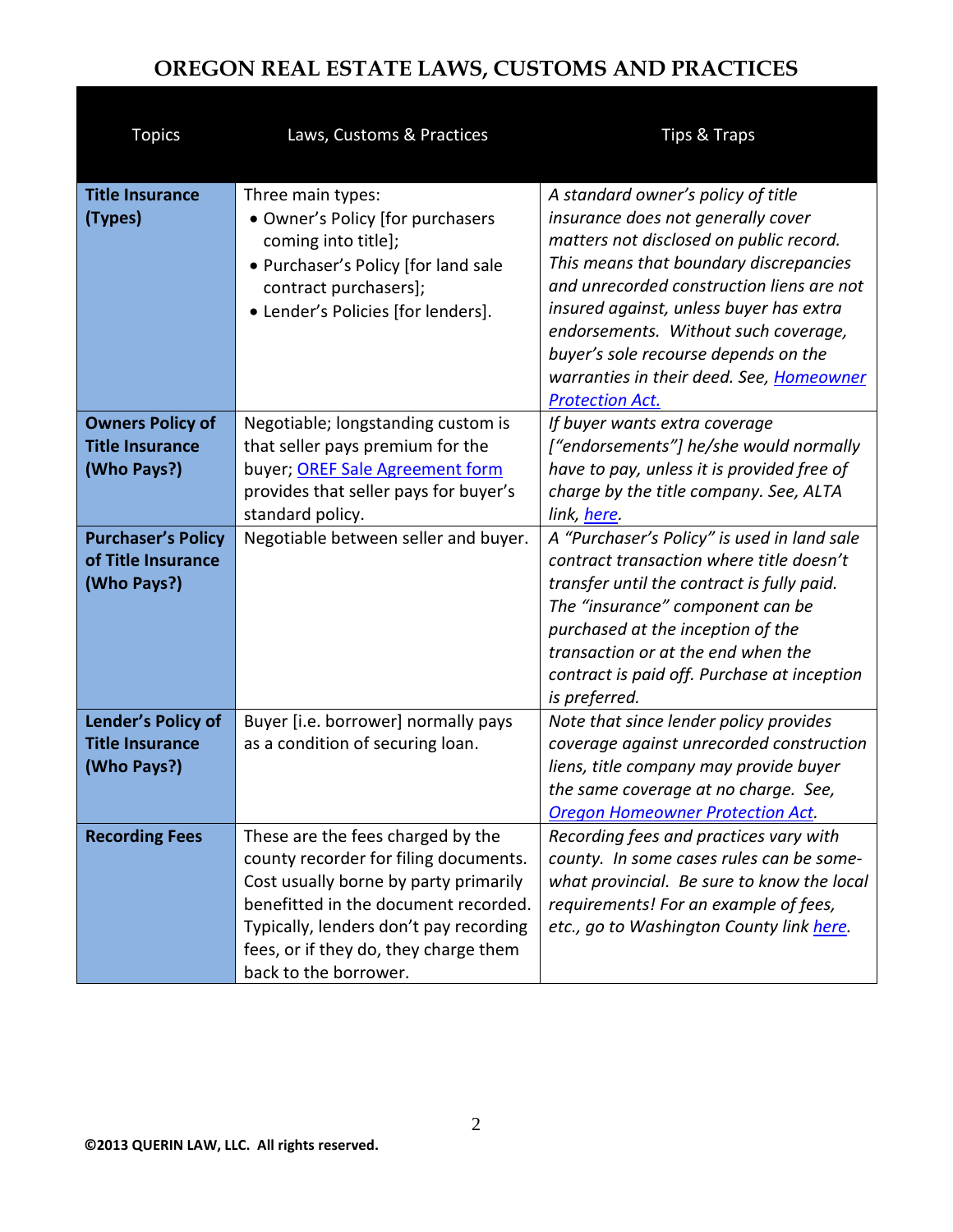# OREGON REAL ESTATE LAWS, CUSTOMS AND PRACTICES

| Topics | Laws, Customs & Practices | Tips & Traps |
|---|---|---|
| **Title Insurance (Types)** | Three main types: • Owner's Policy [for purchasers coming into title]; • Purchaser's Policy [for land sale contract purchasers]; • Lender's Policies [for lenders]. | *A standard owner's policy of title insurance does not generally cover matters not disclosed on public record. This means that boundary discrepancies and unrecorded construction liens are not insured against, unless buyer has extra endorsements. Without such coverage, buyer's sole recourse depends on the warranties in their deed. See, Homeowner Protection Act.* |
| **Owners Policy of Title Insurance (Who Pays?)** | Negotiable; longstanding custom is that seller pays premium for the buyer; OREF Sale Agreement form provides that seller pays for buyer's standard policy. | *If buyer wants extra coverage ["endorsements"] he/she would normally have to pay, unless it is provided free of charge by the title company. See, ALTA link, here.* |
| **Purchaser's Policy of Title Insurance (Who Pays?)** | Negotiable between seller and buyer. | *A "Purchaser's Policy" is used in land sale contract transaction where title doesn't transfer until the contract is fully paid. The "insurance" component can be purchased at the inception of the transaction or at the end when the contract is paid off. Purchase at inception is preferred.* |
| **Lender's Policy of Title Insurance (Who Pays?)** | Buyer [i.e. borrower] normally pays as a condition of securing loan. | *Note that since lender policy provides coverage against unrecorded construction liens, title company may provide buyer the same coverage at no charge. See, Oregon Homeowner Protection Act.* |
| **Recording Fees** | These are the fees charged by the county recorder for filing documents. Cost usually borne by party primarily benefitted in the document recorded. Typically, lenders don't pay recording fees, or if they do, they charge them back to the borrower. | *Recording fees and practices vary with county. In some cases rules can be some-what provincial. Be sure to know the local requirements! For an example of fees, etc., go to Washington County link here.* |

**©2013 QUERIN LAW, LLC. All rights reserved.**